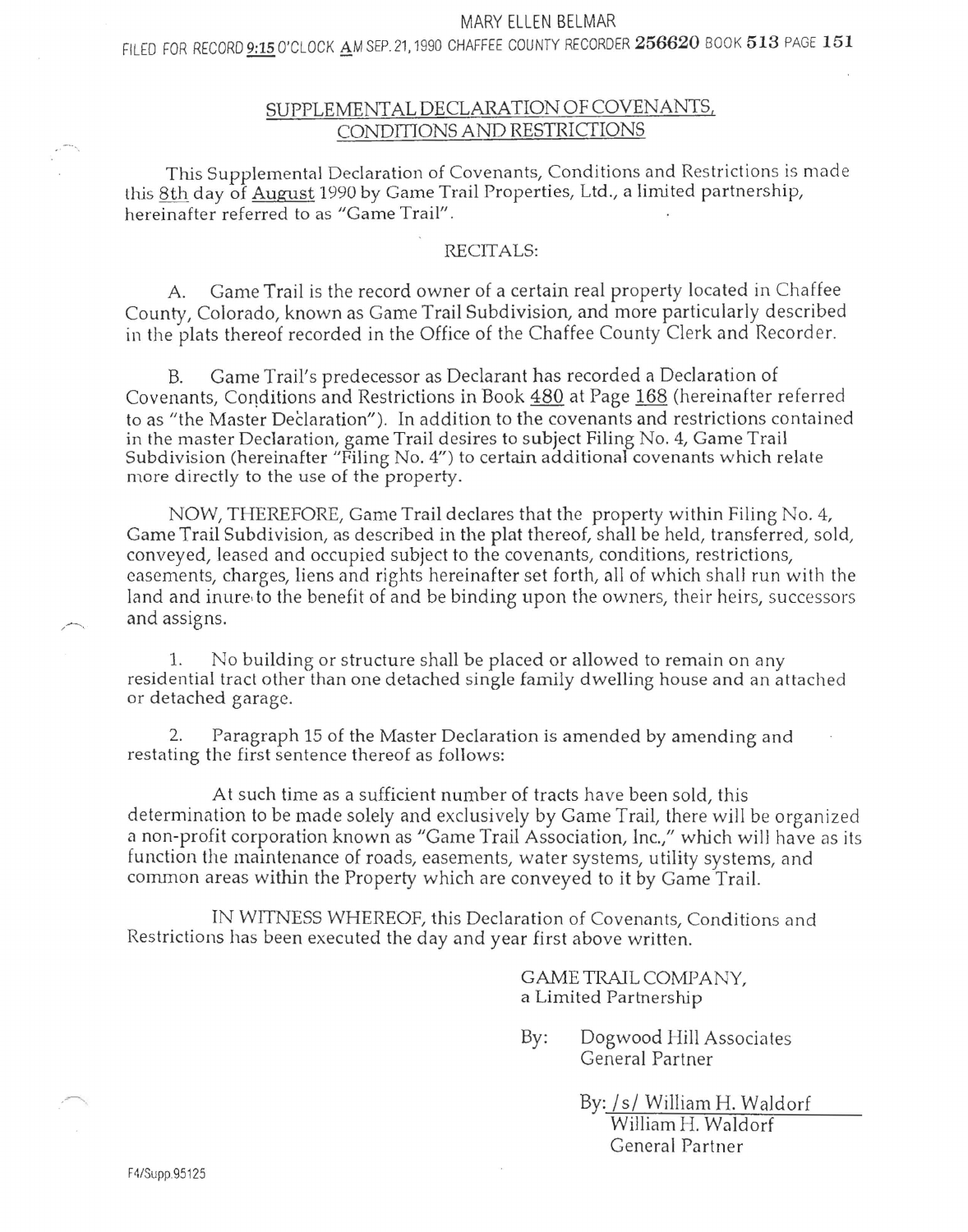MARY ELLEN BELMAR

FILED FOR RECORD 9:15 O'CLOCK AM SEP. 21, 1990 CHAFFEE COUNTY RECORDER 256620 BOOK 513 PAGE 151

## SUPPLEMENTAL DECLARATION OF COVENANTS, CONDITIONS AND RESTRICTIONS

This Supplemental Declaration of Covenants, Conditions and Restrictions is made this 8th day of August 1990 by Game Trail Properties, Ltd., a limited partnership, hereinafter referred to as "Game Trail".

RECITALS:

A. Game Trail is the record owner of a certain real property located in Chaffee County, Colorado, known as Game Trail Subdivision, and more particularly described in the plats thereof recorded in the Office of the Chaffee County Clerk and Recorder.

B. Game Trail's predecessor as Declarant has recorded a Declaration of Covenants, Conditions and Restrictions in Book 480 at Page 168 (hereinafter referred to as "the Master Declaration"). In addition to the covenants and restrictions contained in the master Declaration, game Trail desires to subject Filing No. 4, Game Trail Subdivision (hereinafter "Filing No. 4") to certain additional covenants which relate more directly to the use of the property.

NOW, THEREFORE, Game Trail declares that the property within Filing No. 4, Game Trail Subdivision, as described in the plat thereof, shall be held, transferred, sold, conveyed, leased and occupied subject to the covenants, conditions, restrictions, easements, charges, liens and rights hereinafter set forth, all of which shall run with the land and inure to the benefit of and be binding upon the owners, their heirs, successors and assigns.

1. No building or structure shall be placed or allowed to remain on any residential tract other than one detached single family dwelling house and an attached or detached garage.

2. Paragraph 15 of the Master Declaration is amended by amending and restating the first sentence thereof as follows:

At such time as a sufficient number of tracts have been sold, this determination to be made solely and exclusively by Game Trail, there will be organized a non-profit corporation known as "Game Trail Association, Inc.," which will have as its function the maintenance of roads, easements, water systems, utility systems, and common areas within the Property which are conveyed to it by Game Trail.

IN WITNESS WHEREOF, this Declaration of Covenants, Conditions and Restrictions has been executed the day and year first above written.

GAME TRAIL COMPANY,
a Limited Partnership

By: Dogwood Hill Associates
General Partner

By: /s/ William H. Waldorf
William H. Waldorf
General Partner

F4/Supp.95125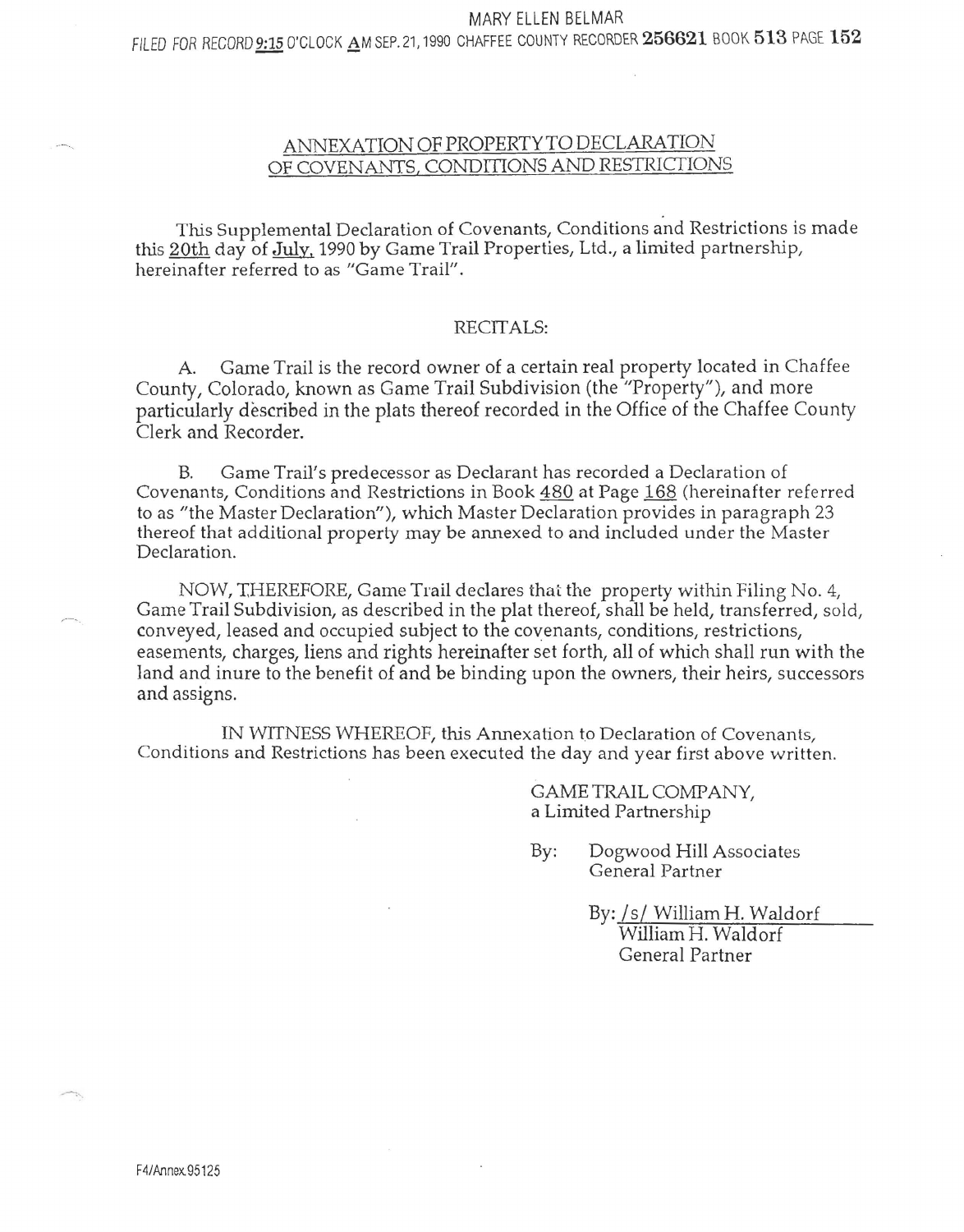MARY ELLEN BELMAR

FILED FOR RECORD 9:15 O'CLOCK AM SEP. 21, 1990 CHAFFEE COUNTY RECORDER 256621 BOOK 513 PAGE 152

# ANNEXATION OF PROPERTY TO DECLARATION OF COVENANTS, CONDITIONS AND RESTRICTIONS

This Supplemental Declaration of Covenants, Conditions and Restrictions is made this 20th day of July, 1990 by Game Trail Properties, Ltd., a limited partnership, hereinafter referred to as "Game Trail".

## RECITALS:

A. Game Trail is the record owner of a certain real property located in Chaffee County, Colorado, known as Game Trail Subdivision (the "Property"), and more particularly described in the plats thereof recorded in the Office of the Chaffee County Clerk and Recorder.

B. Game Trail's predecessor as Declarant has recorded a Declaration of Covenants, Conditions and Restrictions in Book 480 at Page 168 (hereinafter referred to as "the Master Declaration"), which Master Declaration provides in paragraph 23 thereof that additional property may be annexed to and included under the Master Declaration.

NOW, THEREFORE, Game Trail declares that the property within Filing No. 4, Game Trail Subdivision, as described in the plat thereof, shall be held, transferred, sold, conveyed, leased and occupied subject to the covenants, conditions, restrictions, easements, charges, liens and rights hereinafter set forth, all of which shall run with the land and inure to the benefit of and be binding upon the owners, their heirs, successors and assigns.

IN WITNESS WHEREOF, this Annexation to Declaration of Covenants, Conditions and Restrictions has been executed the day and year first above written.

GAME TRAIL COMPANY,
a Limited Partnership

By: Dogwood Hill Associates
General Partner

By: /s/ William H. Waldorf
William H. Waldorf
General Partner

F4/Annex.95125